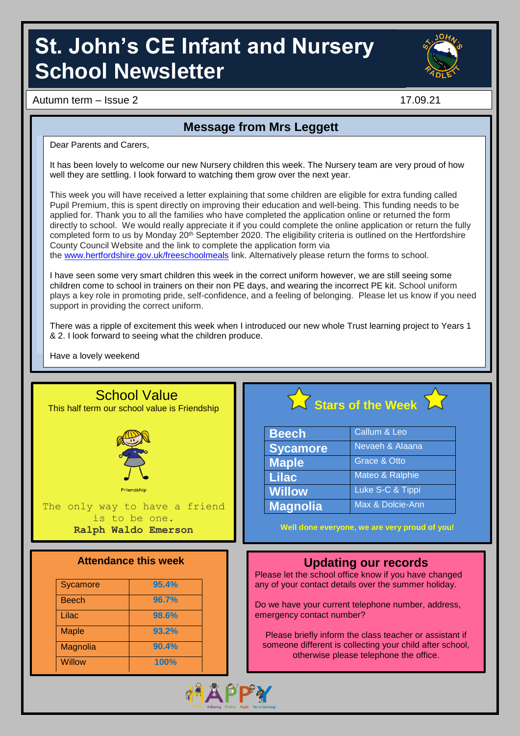# St. John's CE Infant and Nursery School Newsletter

Autumn term – Issue 2 17.09.21

## Message from Mrs Leggett

Dear Parents and Carers,

It has been lovely to welcome our new Nursery children this week. The Nursery team are very proud of how well they are settling. I look forward to watching them grow over the next year.

This week you will have received a letter explaining that some children are eligible for extra funding called Pupil Premium, this is spent directly on improving their education and well-being. This funding needs to be applied for. Thank you to all the families who have completed the application online or returned the form directly to school. We would really appreciate it if you could complete the online application or return the fully completed form to us by Monday 20th September 2020. The eligibility criteria is outlined on the Hertfordshire County Council Website and the link to complete the application form via the www.hertfordshire.gov.uk/freeschoolmeals link. Alternatively please return the forms to school.

I have seen some very smart children this week in the correct uniform however, we are still seeing some children come to school in trainers on their non PE days, and wearing the incorrect PE kit. School uniform plays a key role in promoting pride, self-confidence, and a feeling of belonging. Please let us know if you need support in providing the correct uniform.

There was a ripple of excitement this week when I introduced our new whole Trust learning project to Years 1 & 2. I look forward to seeing what the children produce.

Have a lovely weekend

## School Value

This half term our school value is Friendship

Friendship

The only way to have a friend is to be one.
**Ralph Waldo Emerson**

## Stars of the Week

| Class | Stars |
|---|---|
| Beech | Callum & Leo |
| Sycamore | Nevaeh & Alaana |
| Maple | Grace & Otto |
| Lilac | Mateo & Ralphie |
| Willow | Luke S-C & Tippi |
| Magnolia | Max & Dolcie-Ann |

**Well done everyone, we are very proud of you!**

## Attendance this week

| Class | Attendance |
|---|---|
| Sycamore | 95.4% |
| Beech | 96.7% |
| Lilac | 98.6% |
| Maple | 93.2% |
| Magnolia | 90.4% |
| Willow | 100% |

## Updating our records

Please let the school office know if you have changed any of your contact details over the summer holiday.

Do we have your current telephone number, address, emergency contact number?

Please briefly inform the class teacher or assistant if someone different is collecting your child after school, otherwise please telephone the office.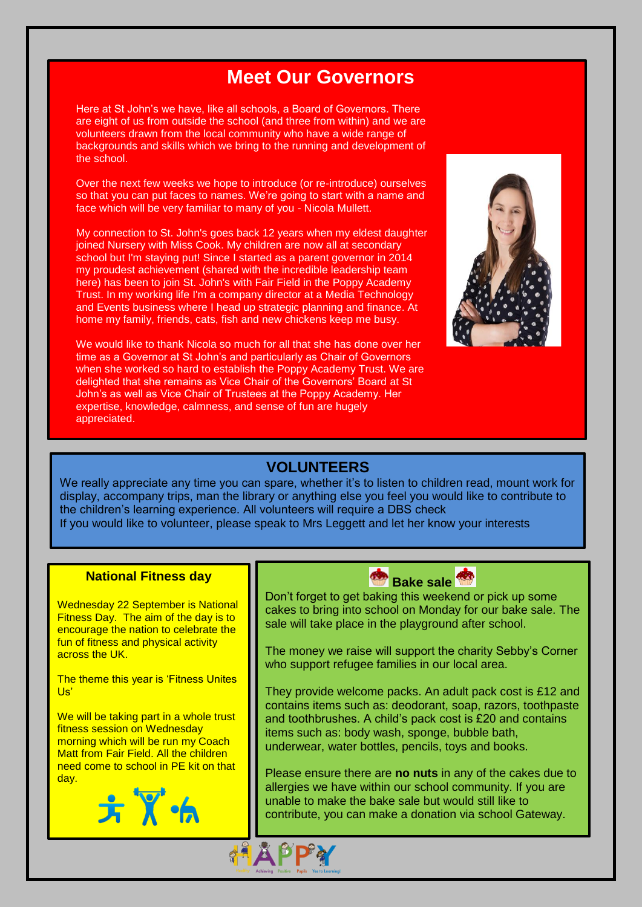## Meet Our Governors

Here at St John's we have, like all schools, a Board of Governors. There are eight of us from outside the school (and three from within) and we are volunteers drawn from the local community who have a wide range of backgrounds and skills which we bring to the running and development of the school.

Over the next few weeks we hope to introduce (or re-introduce) ourselves so that you can put faces to names. We're going to start with a name and face which will be very familiar to many of you - Nicola Mullett.

My connection to St. John's goes back 12 years when my eldest daughter joined Nursery with Miss Cook. My children are now all at secondary school but I'm staying put! Since I started as a parent governor in 2014 my proudest achievement (shared with the incredible leadership team here) has been to join St. John's with Fair Field in the Poppy Academy Trust. In my working life I'm a company director at a Media Technology and Events business where I head up strategic planning and finance. At home my family, friends, cats, fish and new chickens keep me busy.

We would like to thank Nicola so much for all that she has done over her time as a Governor at St John's and particularly as Chair of Governors when she worked so hard to establish the Poppy Academy Trust. We are delighted that she remains as Vice Chair of the Governors' Board at St John's as well as Vice Chair of Trustees at the Poppy Academy. Her expertise, knowledge, calmness, and sense of fun are hugely appreciated.

## VOLUNTEERS

We really appreciate any time you can spare, whether it's to listen to children read, mount work for display, accompany trips, man the library or anything else you feel you would like to contribute to the children's learning experience. All volunteers will require a DBS check

If you would like to volunteer, please speak to Mrs Leggett and let her know your interests

### National Fitness day

Wednesday 22 September is National Fitness Day. The aim of the day is to encourage the nation to celebrate the fun of fitness and physical activity across the UK.

The theme this year is 'Fitness Unites Us'

We will be taking part in a whole trust fitness session on Wednesday morning which will be run my Coach Matt from Fair Field. All the children need come to school in PE kit on that day.

### Bake sale

Don't forget to get baking this weekend or pick up some cakes to bring into school on Monday for our bake sale. The sale will take place in the playground after school.

The money we raise will support the charity Sebby's Corner who support refugee families in our local area.

They provide welcome packs. An adult pack cost is £12 and contains items such as: deodorant, soap, razors, toothpaste and toothbrushes. A child's pack cost is £20 and contains items such as: body wash, sponge, bubble bath, underwear, water bottles, pencils, toys and books.

Please ensure there are **no nuts** in any of the cakes due to allergies we have within our school community. If you are unable to make the bake sale but would still like to contribute, you can make a donation via school Gateway.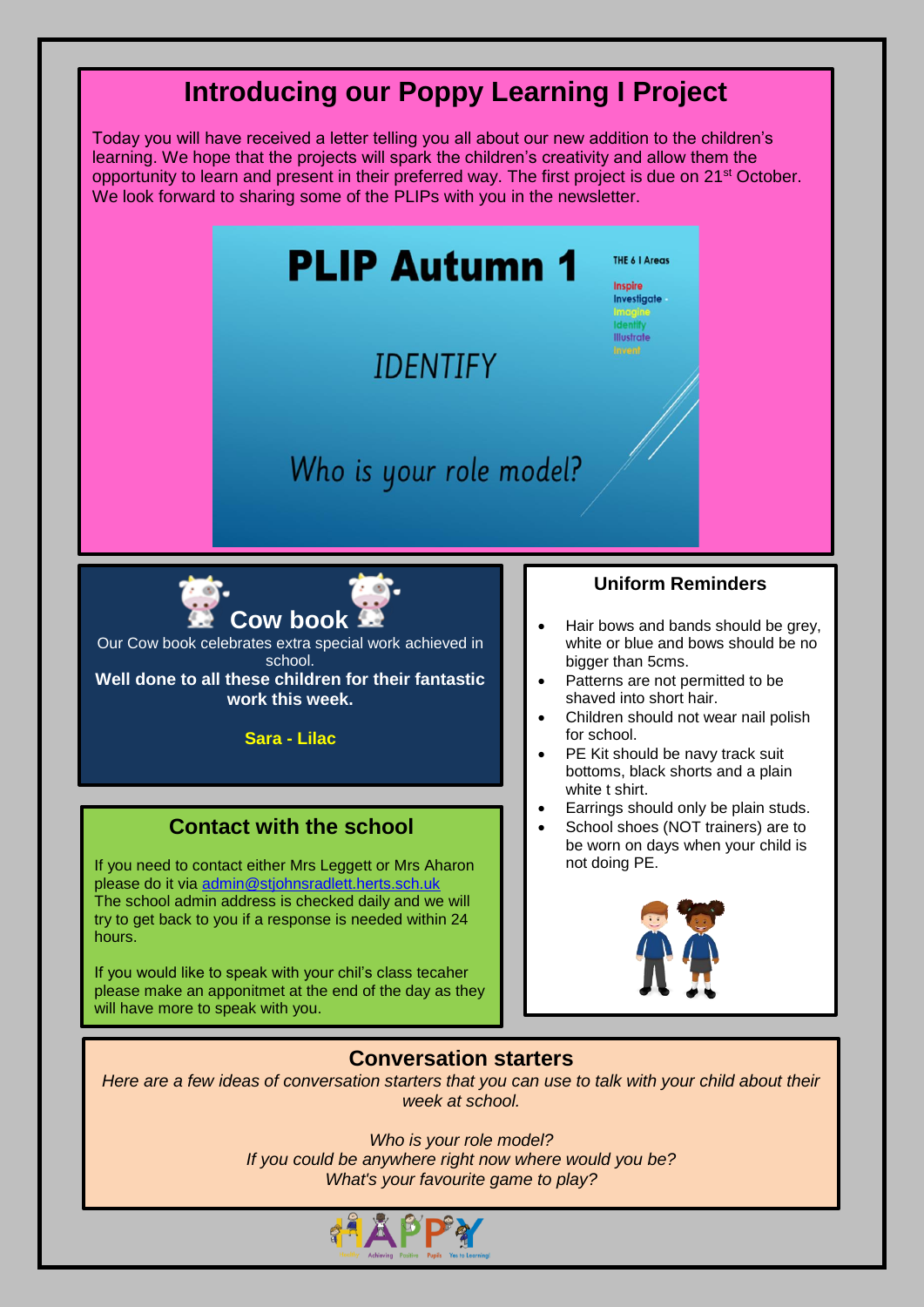## Introducing our Poppy Learning I Project

Today you will have received a letter telling you all about our new addition to the children's learning. We hope that the projects will spark the children's creativity and allow them the opportunity to learn and present in their preferred way. The first project is due on 21st October. We look forward to sharing some of the PLIPs with you in the newsletter.

**PLIP Autumn 1**

THE 6 I Areas

- Inspire
- Investigate
- Imagine
- Identify
- Illustrate
- Invent

IDENTIFY

Who is your role model?

## Cow book

Our Cow book celebrates extra special work achieved in school.

**Well done to all these children for their fantastic work this week.**

**Sara - Lilac**

## Uniform Reminders

- Hair bows and bands should be grey, white or blue and bows should be no bigger than 5cms.
- Patterns are not permitted to be shaved into short hair.
- Children should not wear nail polish for school.
- PE Kit should be navy track suit bottoms, black shorts and a plain white t shirt.
- Earrings should only be plain studs.
- School shoes (NOT trainers) are to be worn on days when your child is not doing PE.

## Contact with the school

If you need to contact either Mrs Leggett or Mrs Aharon please do it via admin@stjohnsradlett.herts.sch.uk
The school admin address is checked daily and we will try to get back to you if a response is needed within 24 hours.

If you would like to speak with your chil's class tecaher please make an appponitmet at the end of the day as they will have more to speak with you.

## Conversation starters

*Here are a few ideas of conversation starters that you can use to talk with your child about their week at school.*

*Who is your role model?*
*If you could be anywhere right now where would you be?*
*What's your favourite game to play?*

HAPPY — Achieving Positive Pupils Yes to Learning!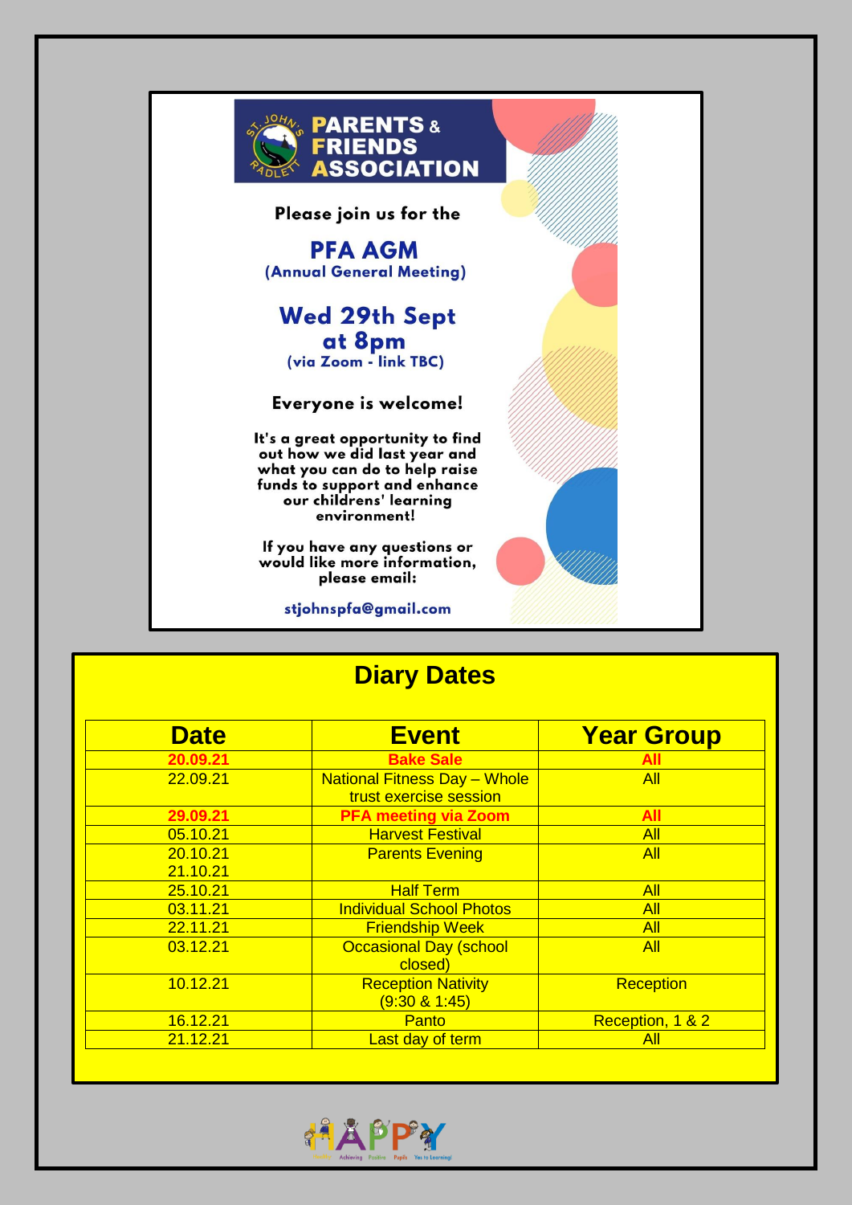**PARENTS & FRIENDS ASSOCIATION**

Please join us for the

## PFA AGM
**(Annual General Meeting)**

## Wed 29th Sept at 8pm
**(via Zoom - link TBC)**

**Everyone is welcome!**

It's a great opportunity to find out how we did last year and what you can do to help raise funds to support and enhance our childrens' learning environment!

If you have any questions or would like more information, please email:

stjohnspfa@gmail.com

## Diary Dates

| Date | Event | Year Group |
|---|---|---|
| **20.09.21** | **Bake Sale** | **All** |
| 22.09.21 | National Fitness Day – Whole trust exercise session | All |
| **29.09.21** | **PFA meeting via Zoom** | **All** |
| 05.10.21 | Harvest Festival | All |
| 20.10.21<br>21.10.21 | Parents Evening | All |
| 25.10.21 | Half Term | All |
| 03.11.21 | Individual School Photos | All |
| 22.11.21 | Friendship Week | All |
| 03.12.21 | Occasional Day (school closed) | All |
| 10.12.21 | Reception Nativity (9:30 & 1:45) | Reception |
| 16.12.21 | Panto | Reception, 1 & 2 |
| 21.12.21 | Last day of term | All |

HAPPY
Achieving Positive Pupils Yes to Learning!